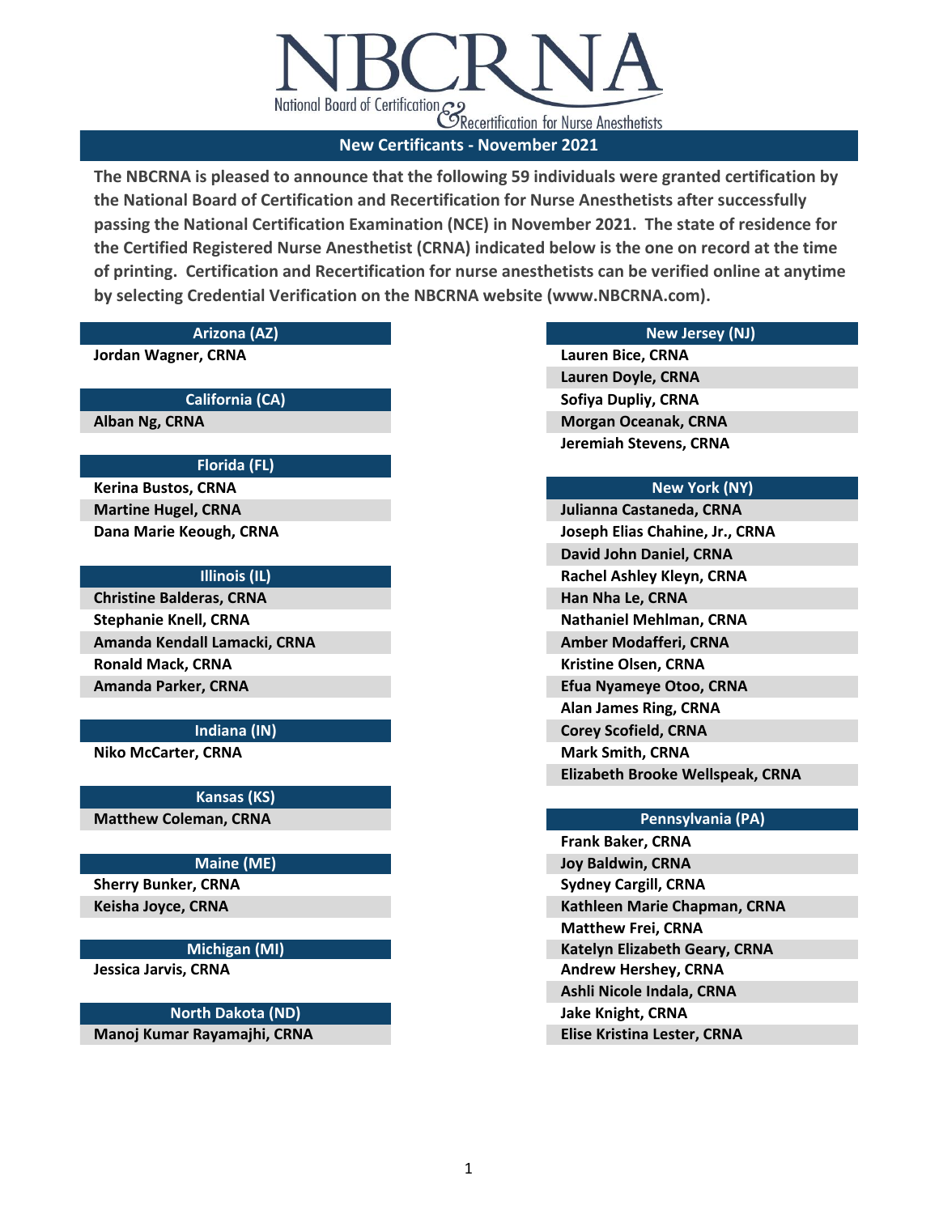# NBCRNA

National Board of Certification & Recertification for Nurse Anesthetists

## New Certificants - November 2021

**The NBCRNA is pleased to announce that the following 59 individuals were granted certification by the National Board of Certification and Recertification for Nurse Anesthetists after successfully passing the National Certification Examination (NCE) in November 2021. The state of residence for the Certified Registered Nurse Anesthetist (CRNA) indicated below is the one on record at the time of printing. Certification and Recertification for nurse anesthetists can be verified online at anytime by selecting Credential Verification on the NBCRNA website (www.NBCRNA.com).**

### Arizona (AZ)

Jordan Wagner, CRNA

### California (CA)

Alban Ng, CRNA

### Florida (FL)

Kerina Bustos, CRNA
Martine Hugel, CRNA
Dana Marie Keough, CRNA

### Illinois (IL)

Christine Balderas, CRNA
Stephanie Knell, CRNA
Amanda Kendall Lamacki, CRNA
Ronald Mack, CRNA
Amanda Parker, CRNA

### Indiana (IN)

Niko McCarter, CRNA

### Kansas (KS)

Matthew Coleman, CRNA

### Maine (ME)

Sherry Bunker, CRNA
Keisha Joyce, CRNA

### Michigan (MI)

Jessica Jarvis, CRNA

### North Dakota (ND)

Manoj Kumar Rayamajhi, CRNA

### New Jersey (NJ)

Lauren Bice, CRNA
Lauren Doyle, CRNA
Sofiya Dupliy, CRNA
Morgan Oceanak, CRNA
Jeremiah Stevens, CRNA

### New York (NY)

Julianna Castaneda, CRNA
Joseph Elias Chahine, Jr., CRNA
David John Daniel, CRNA
Rachel Ashley Kleyn, CRNA
Han Nha Le, CRNA
Nathaniel Mehlman, CRNA
Amber Modafferi, CRNA
Kristine Olsen, CRNA
Efua Nyameye Otoo, CRNA
Alan James Ring, CRNA
Corey Scofield, CRNA
Mark Smith, CRNA
Elizabeth Brooke Wellspeak, CRNA

### Pennsylvania (PA)

Frank Baker, CRNA
Joy Baldwin, CRNA
Sydney Cargill, CRNA
Kathleen Marie Chapman, CRNA
Matthew Frei, CRNA
Katelyn Elizabeth Geary, CRNA
Andrew Hershey, CRNA
Ashli Nicole Indala, CRNA
Jake Knight, CRNA
Elise Kristina Lester, CRNA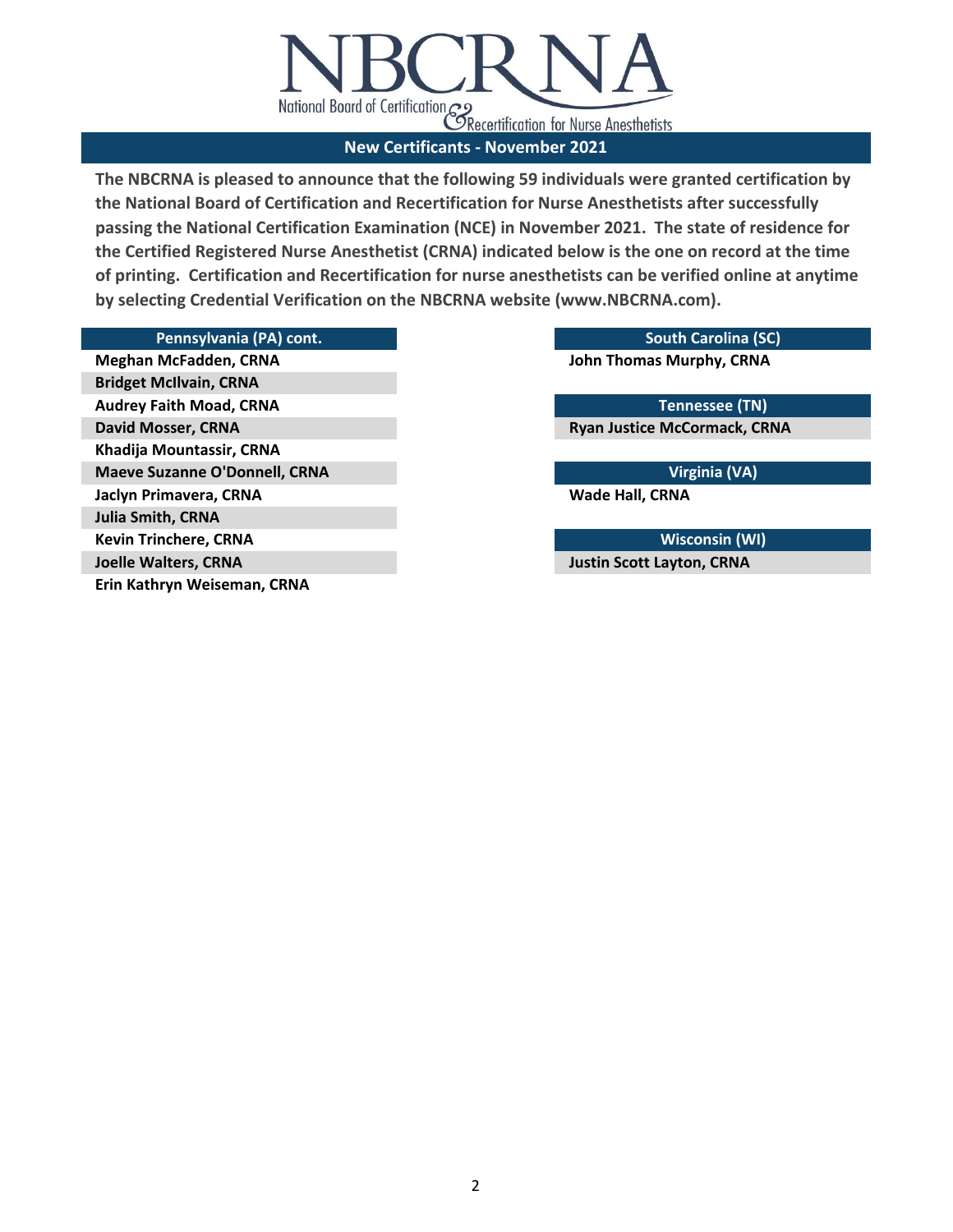# NBCRNA

National Board of Certification & Recertification for Nurse Anesthetists

## New Certificants - November 2021

**The NBCRNA is pleased to announce that the following 59 individuals were granted certification by the National Board of Certification and Recertification for Nurse Anesthetists after successfully passing the National Certification Examination (NCE) in November 2021. The state of residence for the Certified Registered Nurse Anesthetist (CRNA) indicated below is the one on record at the time of printing. Certification and Recertification for nurse anesthetists can be verified online at anytime by selecting Credential Verification on the NBCRNA website (www.NBCRNA.com).**

| Pennsylvania (PA) cont. |
|---|
| Meghan McFadden, CRNA |
| Bridget McIlvain, CRNA |
| Audrey Faith Moad, CRNA |
| David Mosser, CRNA |
| Khadija Mountassir, CRNA |
| Maeve Suzanne O'Donnell, CRNA |
| Jaclyn Primavera, CRNA |
| Julia Smith, CRNA |
| Kevin Trinchere, CRNA |
| Joelle Walters, CRNA |
| Erin Kathryn Weiseman, CRNA |

| South Carolina (SC) |
|---|
| John Thomas Murphy, CRNA |

| Tennessee (TN) |
|---|
| Ryan Justice McCormack, CRNA |

| Virginia (VA) |
|---|
| Wade Hall, CRNA |

| Wisconsin (WI) |
|---|
| Justin Scott Layton, CRNA |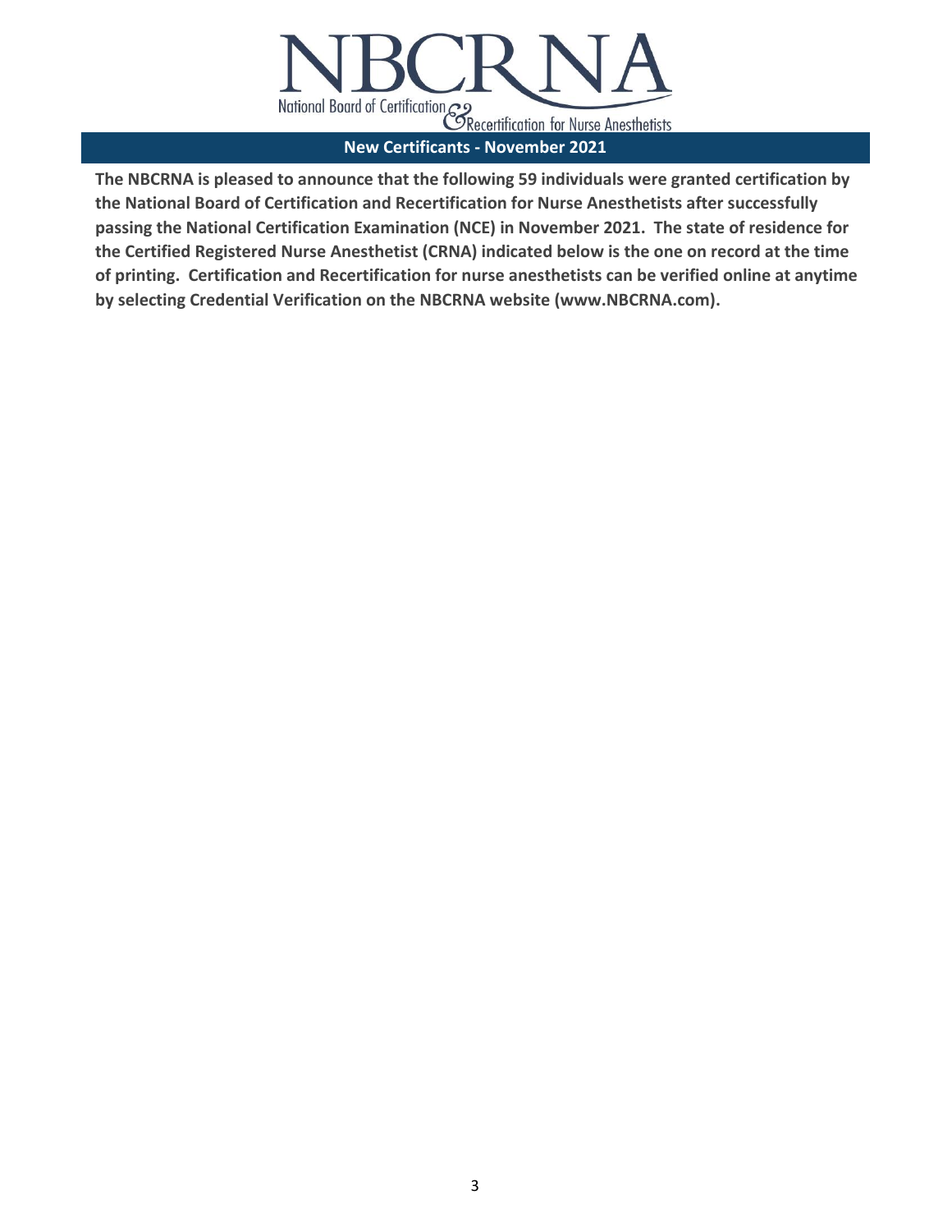# NBCRNA

National Board of Certification & Recertification for Nurse Anesthetists

## New Certificants - November 2021

**The NBCRNA is pleased to announce that the following 59 individuals were granted certification by the National Board of Certification and Recertification for Nurse Anesthetists after successfully passing the National Certification Examination (NCE) in November 2021. The state of residence for the Certified Registered Nurse Anesthetist (CRNA) indicated below is the one on record at the time of printing. Certification and Recertification for nurse anesthetists can be verified online at anytime by selecting Credential Verification on the NBCRNA website (www.NBCRNA.com).**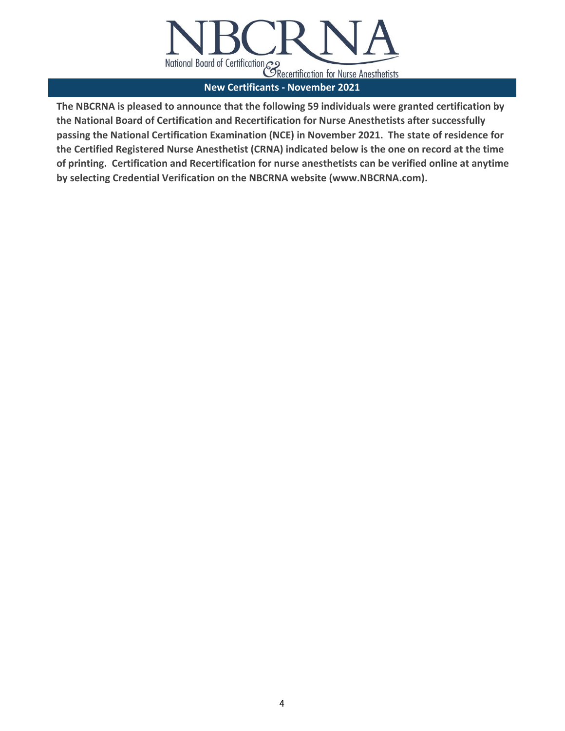# NBCRNA

National Board of Certification & Recertification for Nurse Anesthetists

## New Certificants - November 2021

**The NBCRNA is pleased to announce that the following 59 individuals were granted certification by the National Board of Certification and Recertification for Nurse Anesthetists after successfully passing the National Certification Examination (NCE) in November 2021. The state of residence for the Certified Registered Nurse Anesthetist (CRNA) indicated below is the one on record at the time of printing. Certification and Recertification for nurse anesthetists can be verified online at anytime by selecting Credential Verification on the NBCRNA website (www.NBCRNA.com).**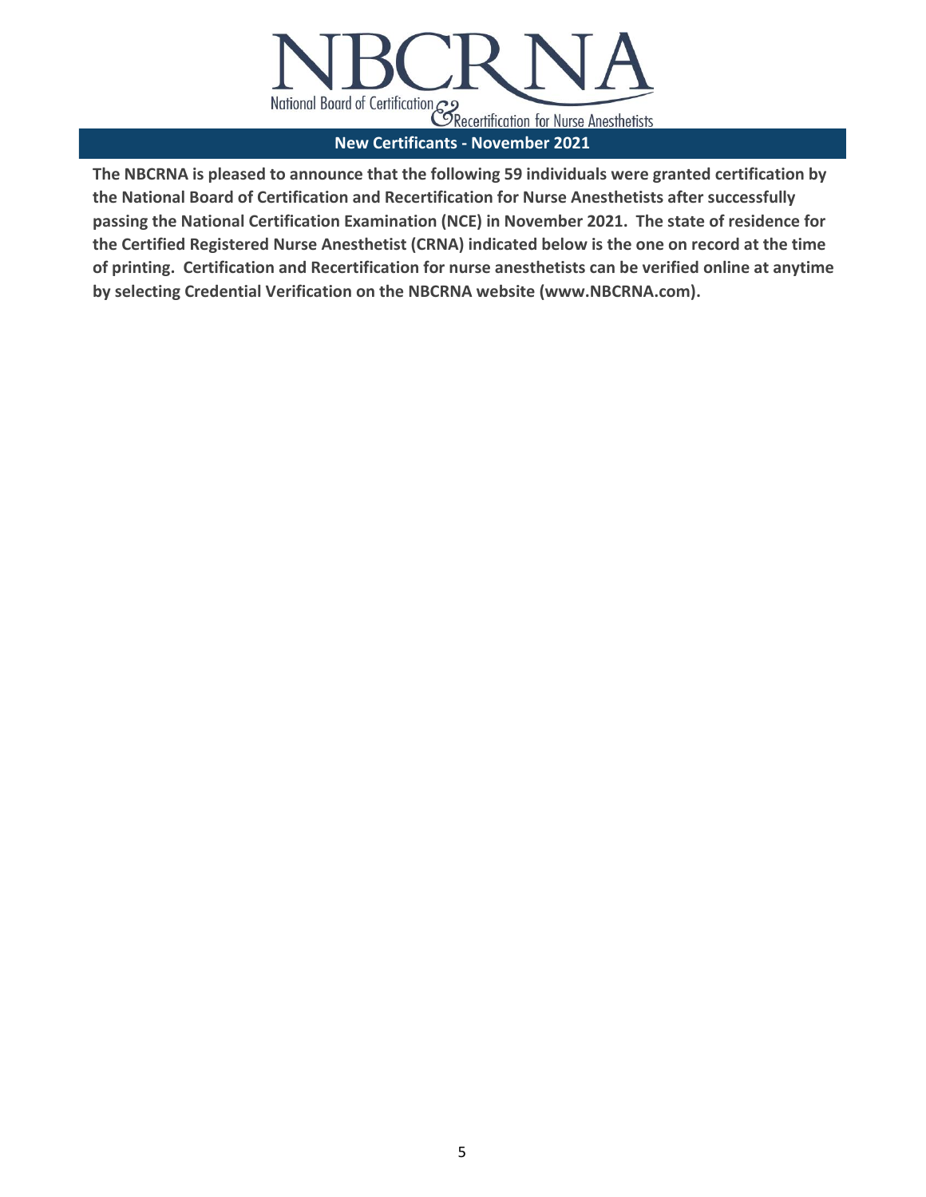# NBCRNA

National Board of Certification & Recertification for Nurse Anesthetists

## New Certificants - November 2021

**The NBCRNA is pleased to announce that the following 59 individuals were granted certification by the National Board of Certification and Recertification for Nurse Anesthetists after successfully passing the National Certification Examination (NCE) in November 2021. The state of residence for the Certified Registered Nurse Anesthetist (CRNA) indicated below is the one on record at the time of printing. Certification and Recertification for nurse anesthetists can be verified online at anytime by selecting Credential Verification on the NBCRNA website (www.NBCRNA.com).**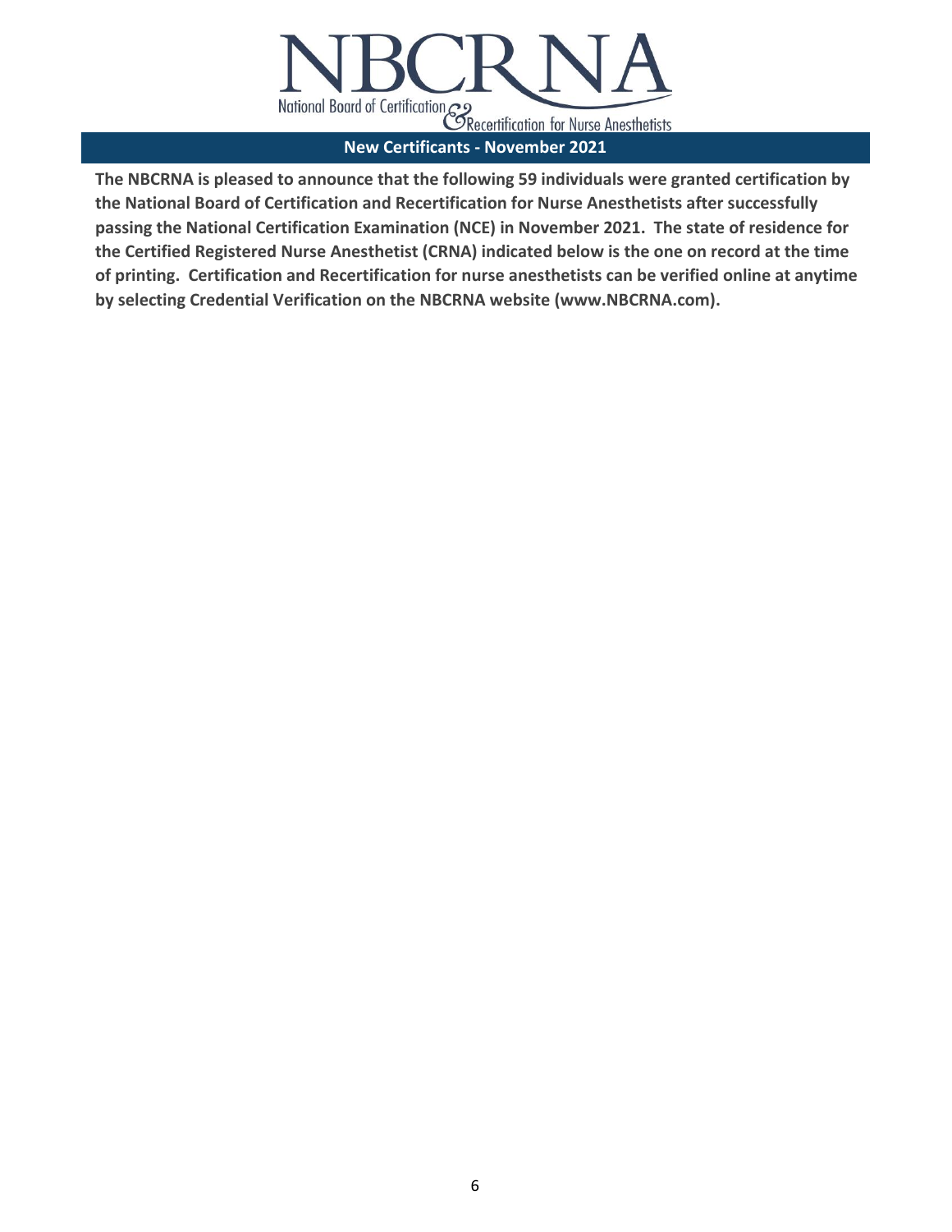# NBCRNA

National Board of Certification & Recertification for Nurse Anesthetists

## New Certificants - November 2021

**The NBCRNA is pleased to announce that the following 59 individuals were granted certification by the National Board of Certification and Recertification for Nurse Anesthetists after successfully passing the National Certification Examination (NCE) in November 2021. The state of residence for the Certified Registered Nurse Anesthetist (CRNA) indicated below is the one on record at the time of printing. Certification and Recertification for nurse anesthetists can be verified online at anytime by selecting Credential Verification on the NBCRNA website (www.NBCRNA.com).**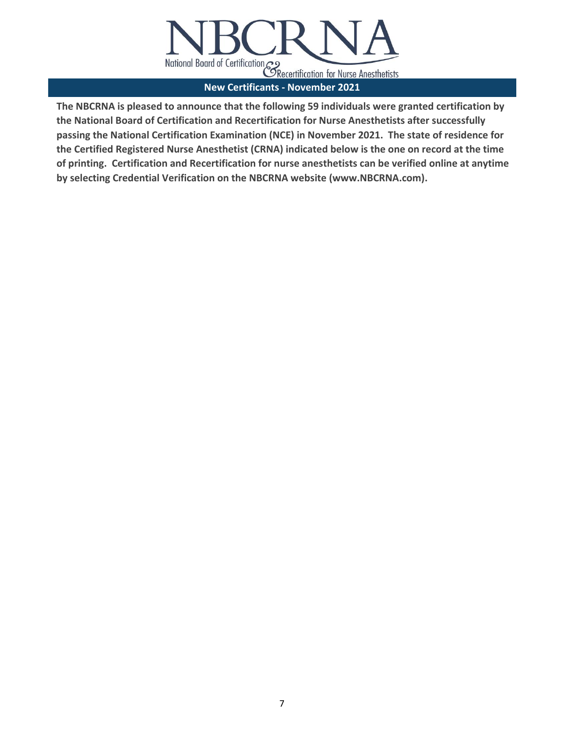# NBCRNA

National Board of Certification & Recertification for Nurse Anesthetists

## New Certificants - November 2021

**The NBCRNA is pleased to announce that the following 59 individuals were granted certification by the National Board of Certification and Recertification for Nurse Anesthetists after successfully passing the National Certification Examination (NCE) in November 2021. The state of residence for the Certified Registered Nurse Anesthetist (CRNA) indicated below is the one on record at the time of printing. Certification and Recertification for nurse anesthetists can be verified online at anytime by selecting Credential Verification on the NBCRNA website (www.NBCRNA.com).**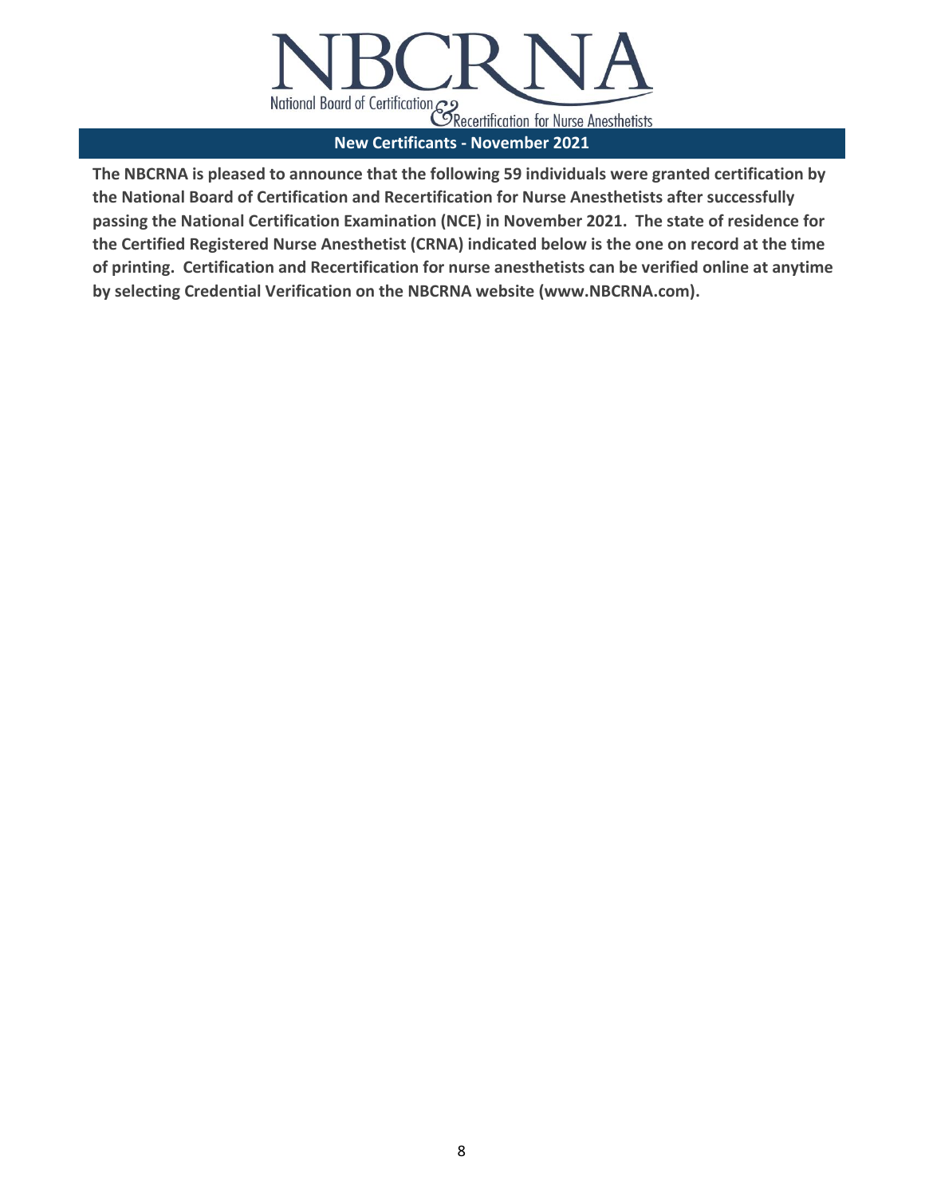# NBCRNA

National Board of Certification & Recertification for Nurse Anesthetists

## New Certificants - November 2021

**The NBCRNA is pleased to announce that the following 59 individuals were granted certification by the National Board of Certification and Recertification for Nurse Anesthetists after successfully passing the National Certification Examination (NCE) in November 2021. The state of residence for the Certified Registered Nurse Anesthetist (CRNA) indicated below is the one on record at the time of printing. Certification and Recertification for nurse anesthetists can be verified online at anytime by selecting Credential Verification on the NBCRNA website (www.NBCRNA.com).**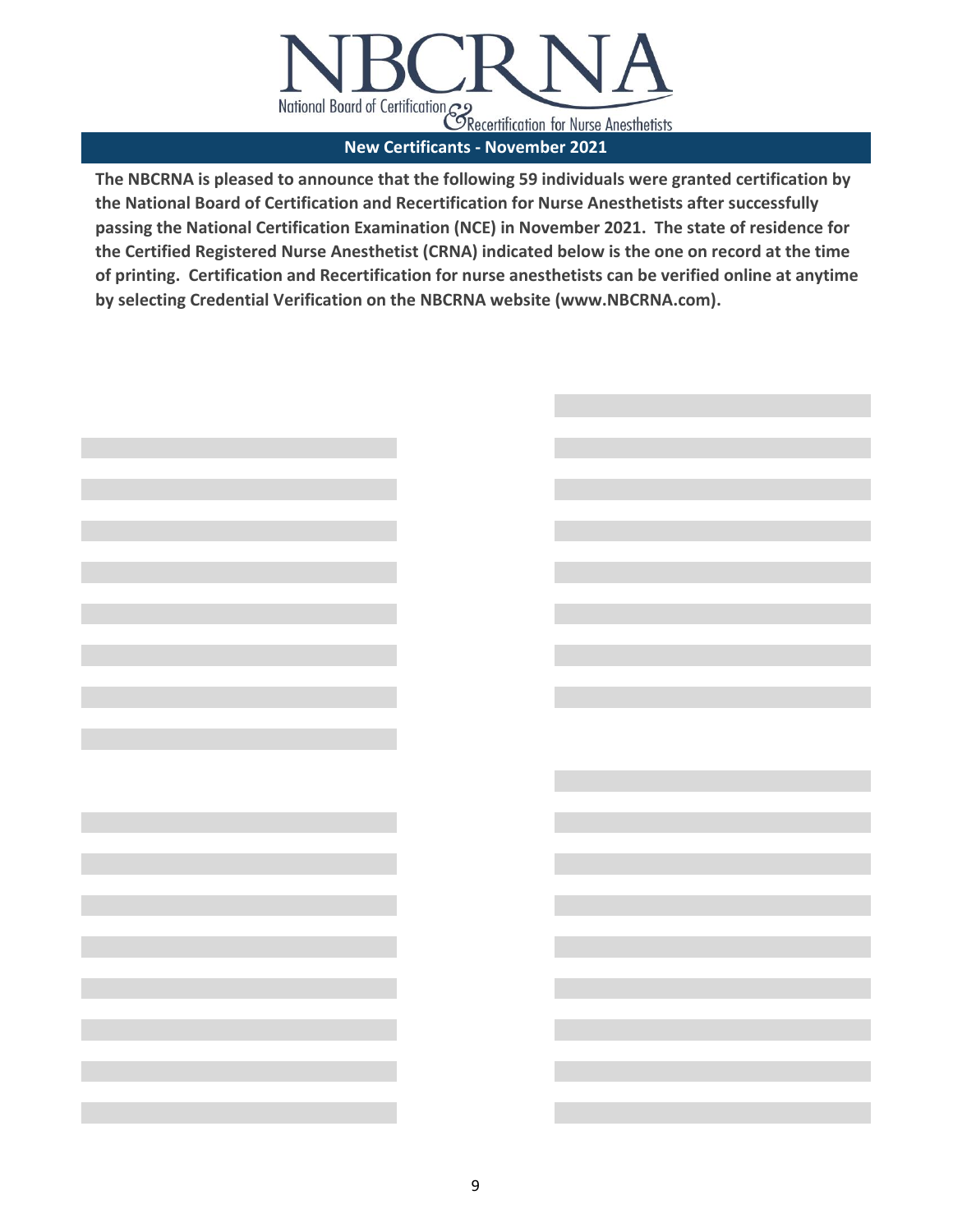NBCRNA

National Board of Certification & Recertification for Nurse Anesthetists

## New Certificants - November 2021

**The NBCRNA is pleased to announce that the following 59 individuals were granted certification by the National Board of Certification and Recertification for Nurse Anesthetists after successfully passing the National Certification Examination (NCE) in November 2021. The state of residence for the Certified Registered Nurse Anesthetist (CRNA) indicated below is the one on record at the time of printing. Certification and Recertification for nurse anesthetists can be verified online at anytime by selecting Credential Verification on the NBCRNA website (www.NBCRNA.com).**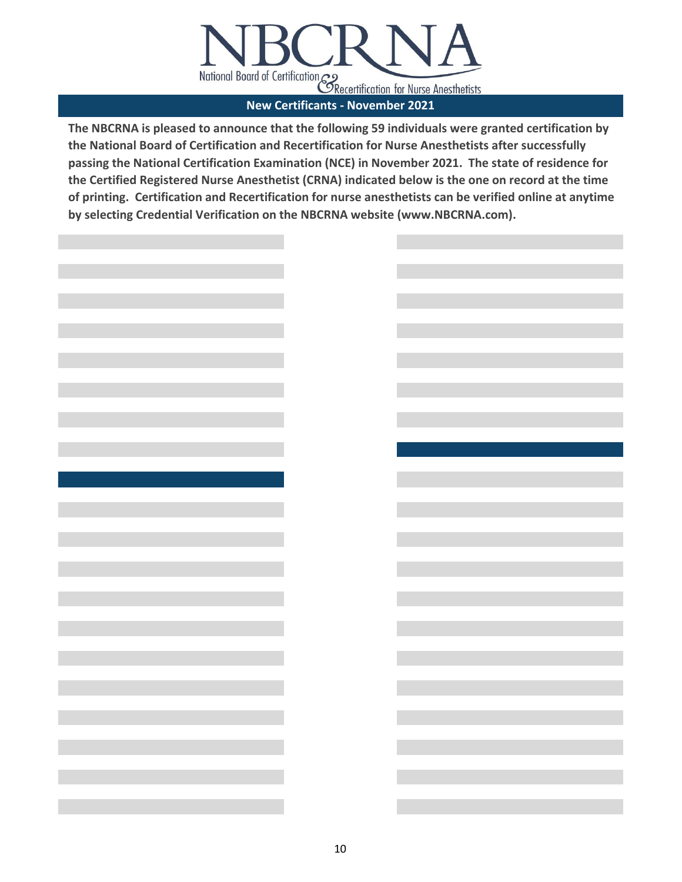# NBCRNA

National Board of Certification & Recertification for Nurse Anesthetists

## New Certificants - November 2021

**The NBCRNA is pleased to announce that the following 59 individuals were granted certification by the National Board of Certification and Recertification for Nurse Anesthetists after successfully passing the National Certification Examination (NCE) in November 2021. The state of residence for the Certified Registered Nurse Anesthetist (CRNA) indicated below is the one on record at the time of printing. Certification and Recertification for nurse anesthetists can be verified online at anytime by selecting Credential Verification on the NBCRNA website (www.NBCRNA.com).**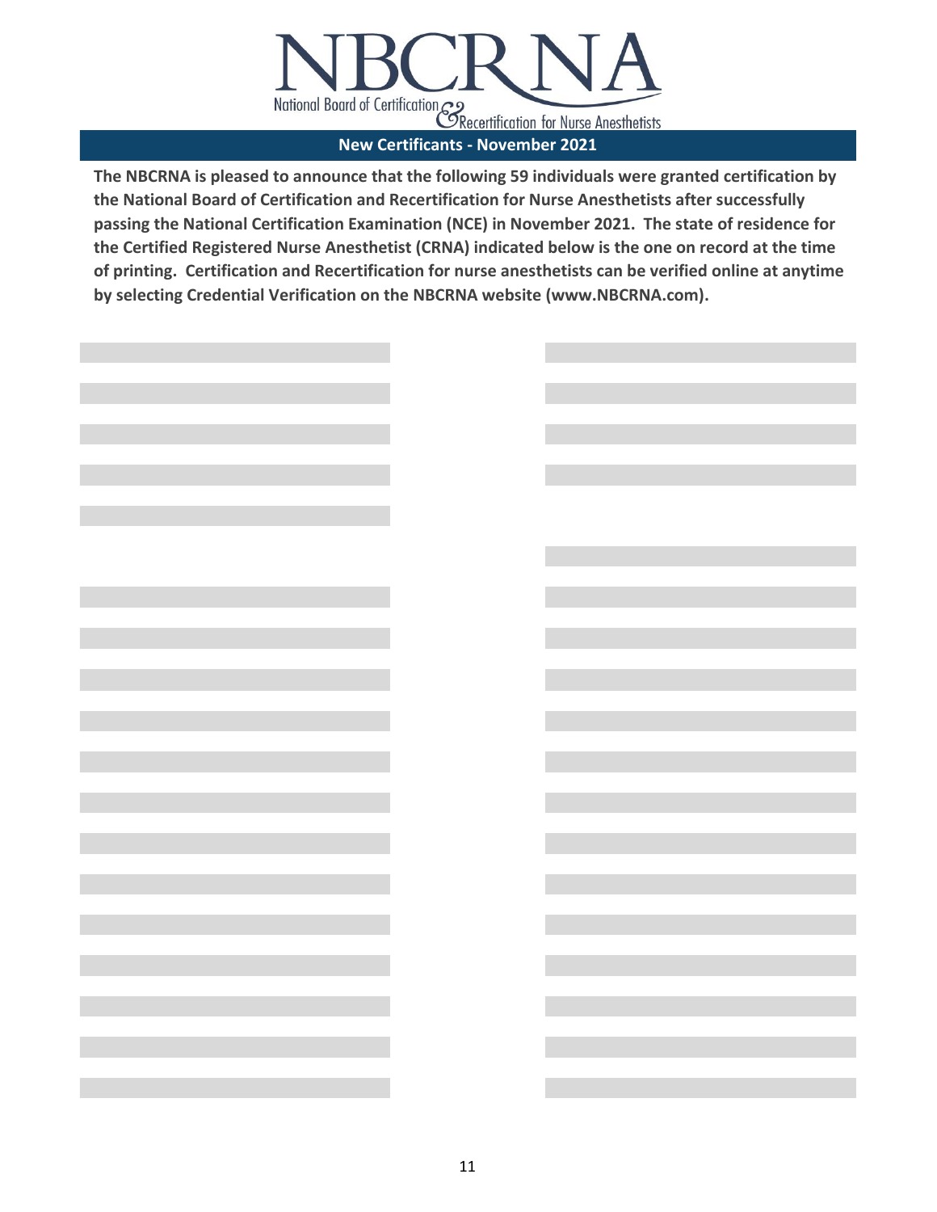# NBCRNA

National Board of Certification & Recertification for Nurse Anesthetists

## New Certificants - November 2021

**The NBCRNA is pleased to announce that the following 59 individuals were granted certification by the National Board of Certification and Recertification for Nurse Anesthetists after successfully passing the National Certification Examination (NCE) in November 2021. The state of residence for the Certified Registered Nurse Anesthetist (CRNA) indicated below is the one on record at the time of printing. Certification and Recertification for nurse anesthetists can be verified online at anytime by selecting Credential Verification on the NBCRNA website (www.NBCRNA.com).**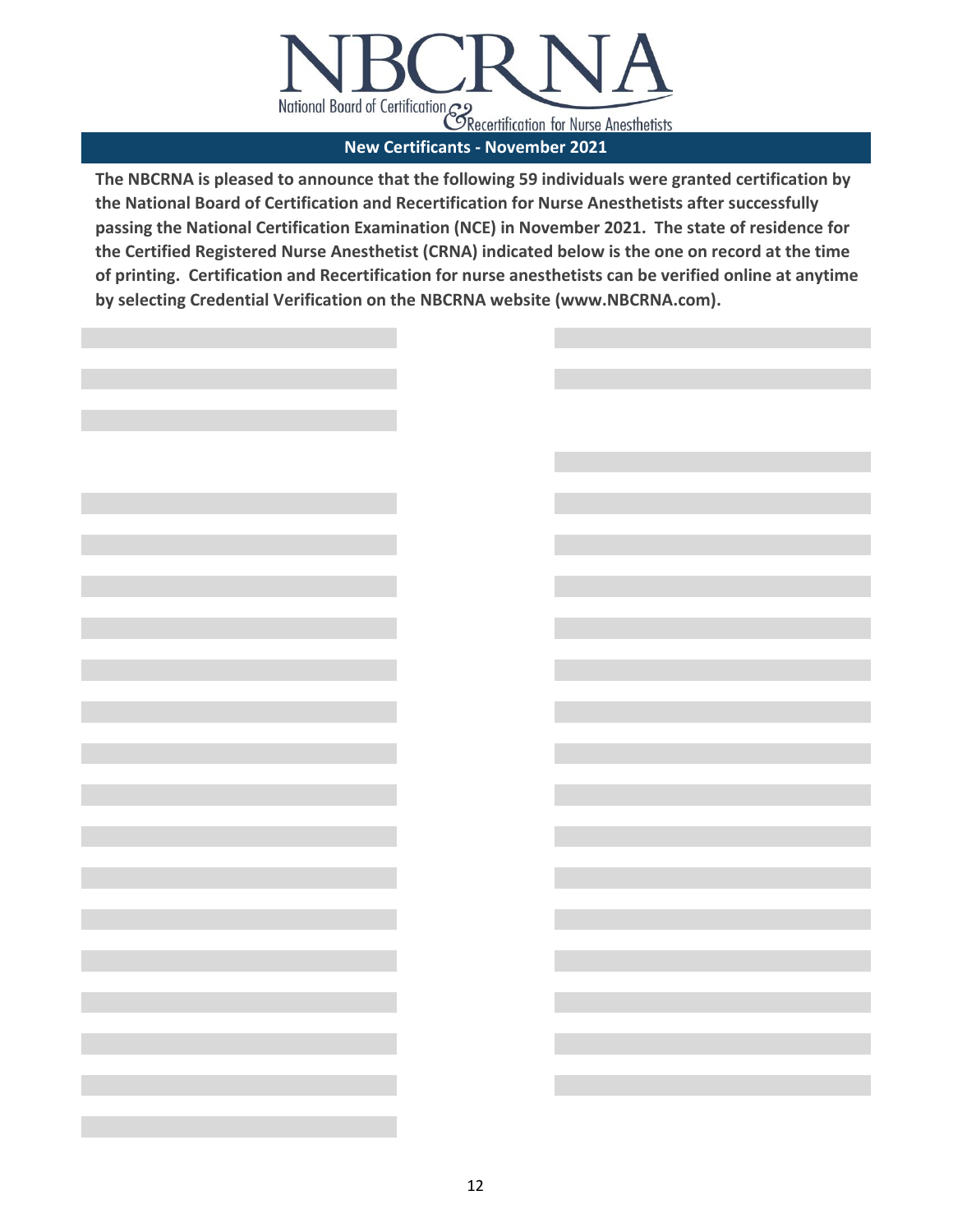# NBCRNA

National Board of Certification & Recertification for Nurse Anesthetists

## New Certificants - November 2021

**The NBCRNA is pleased to announce that the following 59 individuals were granted certification by the National Board of Certification and Recertification for Nurse Anesthetists after successfully passing the National Certification Examination (NCE) in November 2021. The state of residence for the Certified Registered Nurse Anesthetist (CRNA) indicated below is the one on record at the time of printing. Certification and Recertification for nurse anesthetists can be verified online at anytime by selecting Credential Verification on the NBCRNA website (www.NBCRNA.com).**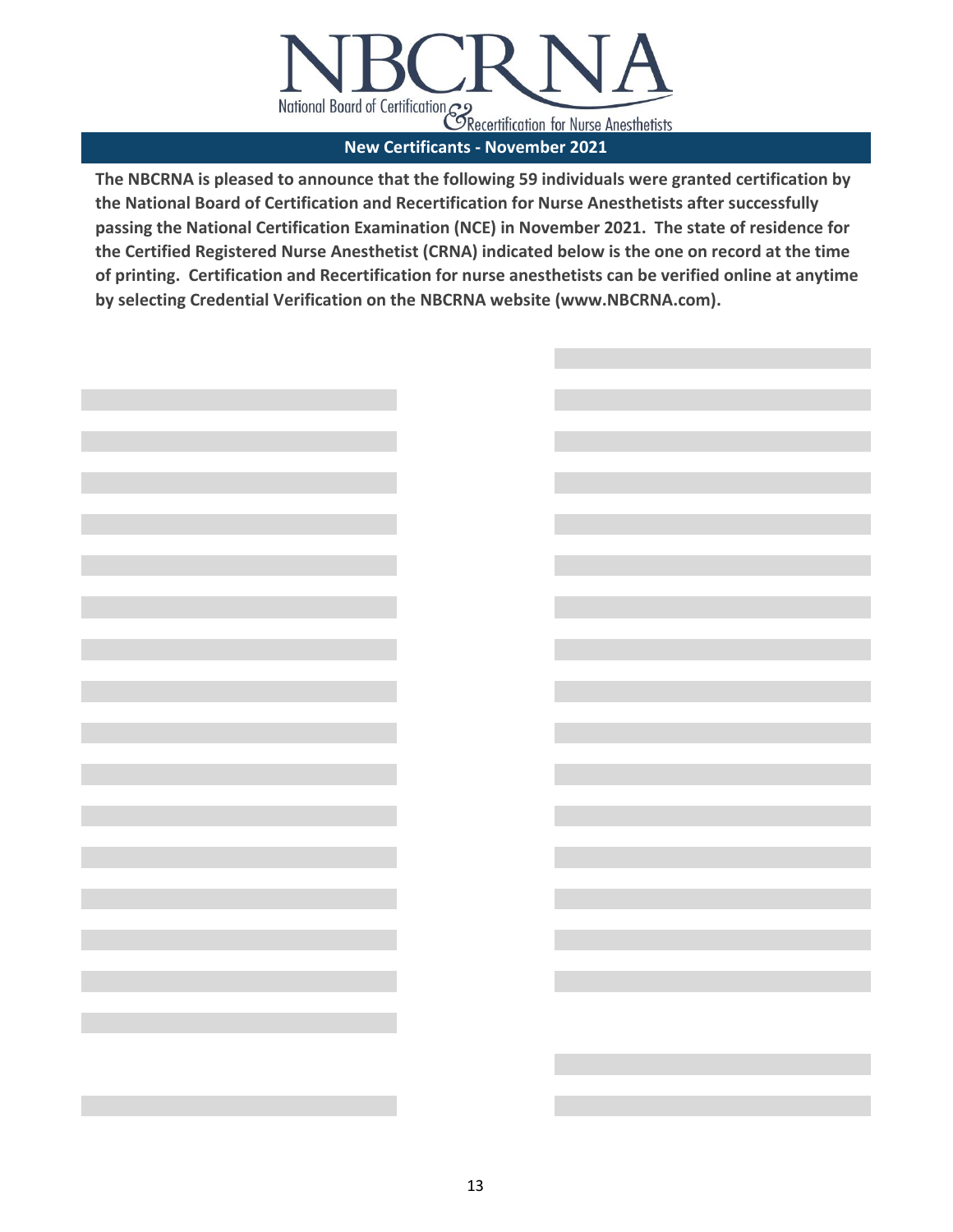# NBCRNA

National Board of Certification & Recertification for Nurse Anesthetists

## New Certificants - November 2021

**The NBCRNA is pleased to announce that the following 59 individuals were granted certification by the National Board of Certification and Recertification for Nurse Anesthetists after successfully passing the National Certification Examination (NCE) in November 2021. The state of residence for the Certified Registered Nurse Anesthetist (CRNA) indicated below is the one on record at the time of printing. Certification and Recertification for nurse anesthetists can be verified online at anytime by selecting Credential Verification on the NBCRNA website (www.NBCRNA.com).**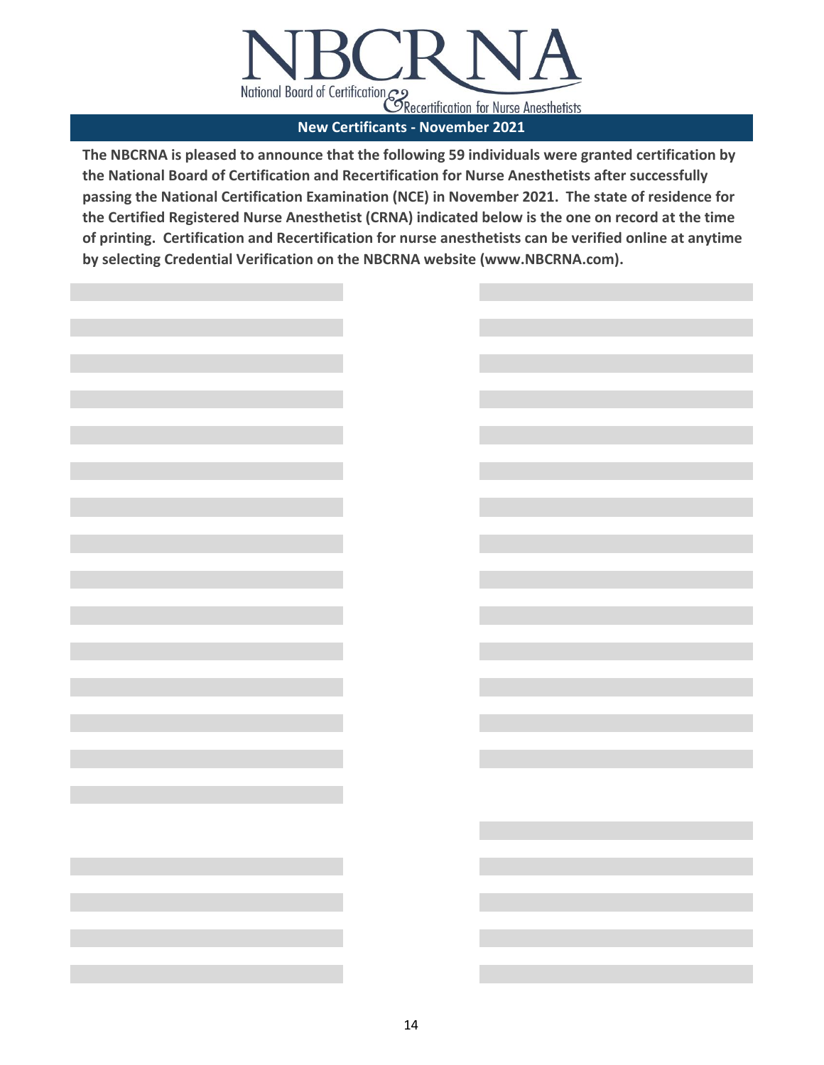# NBCRNA

National Board of Certification & Recertification for Nurse Anesthetists

## New Certificants - November 2021

**The NBCRNA is pleased to announce that the following 59 individuals were granted certification by the National Board of Certification and Recertification for Nurse Anesthetists after successfully passing the National Certification Examination (NCE) in November 2021. The state of residence for the Certified Registered Nurse Anesthetist (CRNA) indicated below is the one on record at the time of printing. Certification and Recertification for nurse anesthetists can be verified online at anytime by selecting Credential Verification on the NBCRNA website (www.NBCRNA.com).**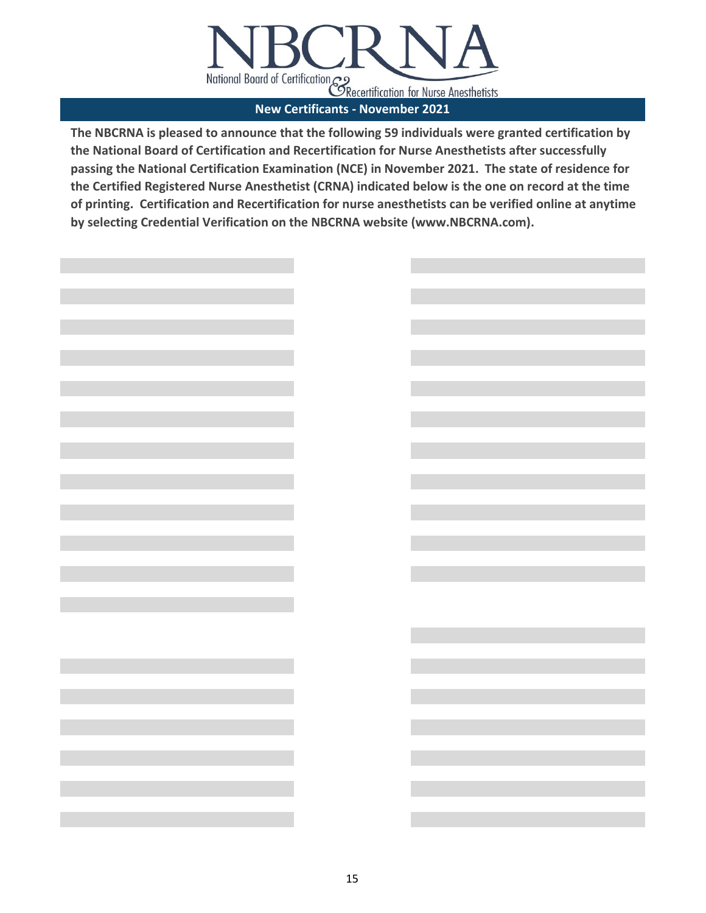# NBCRNA

National Board of Certification & Recertification for Nurse Anesthetists

## New Certificants - November 2021

**The NBCRNA is pleased to announce that the following 59 individuals were granted certification by the National Board of Certification and Recertification for Nurse Anesthetists after successfully passing the National Certification Examination (NCE) in November 2021. The state of residence for the Certified Registered Nurse Anesthetist (CRNA) indicated below is the one on record at the time of printing. Certification and Recertification for nurse anesthetists can be verified online at anytime by selecting Credential Verification on the NBCRNA website (www.NBCRNA.com).**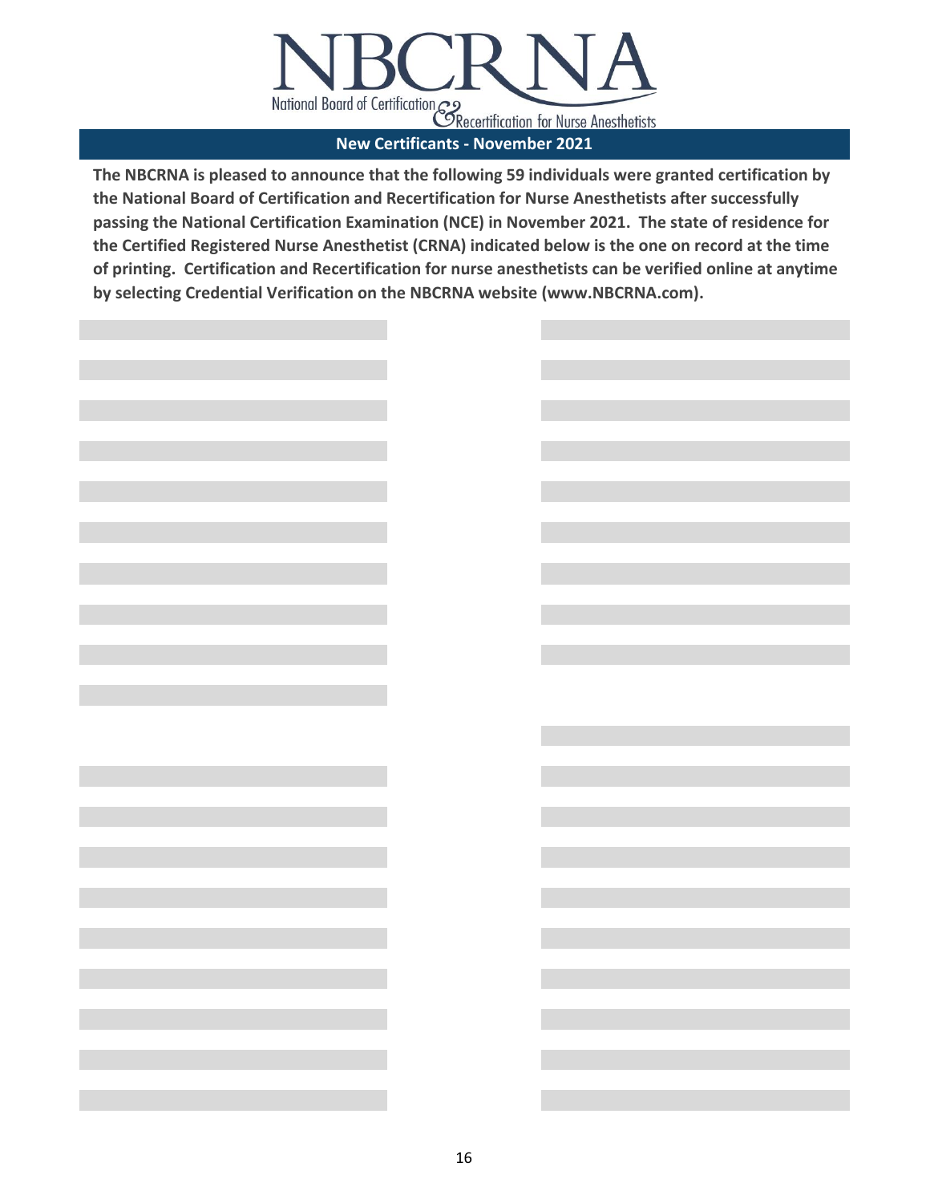# NBCRNA

National Board of Certification & Recertification for Nurse Anesthetists

## New Certificants - November 2021

**The NBCRNA is pleased to announce that the following 59 individuals were granted certification by the National Board of Certification and Recertification for Nurse Anesthetists after successfully passing the National Certification Examination (NCE) in November 2021. The state of residence for the Certified Registered Nurse Anesthetist (CRNA) indicated below is the one on record at the time of printing. Certification and Recertification for nurse anesthetists can be verified online at anytime by selecting Credential Verification on the NBCRNA website (www.NBCRNA.com).**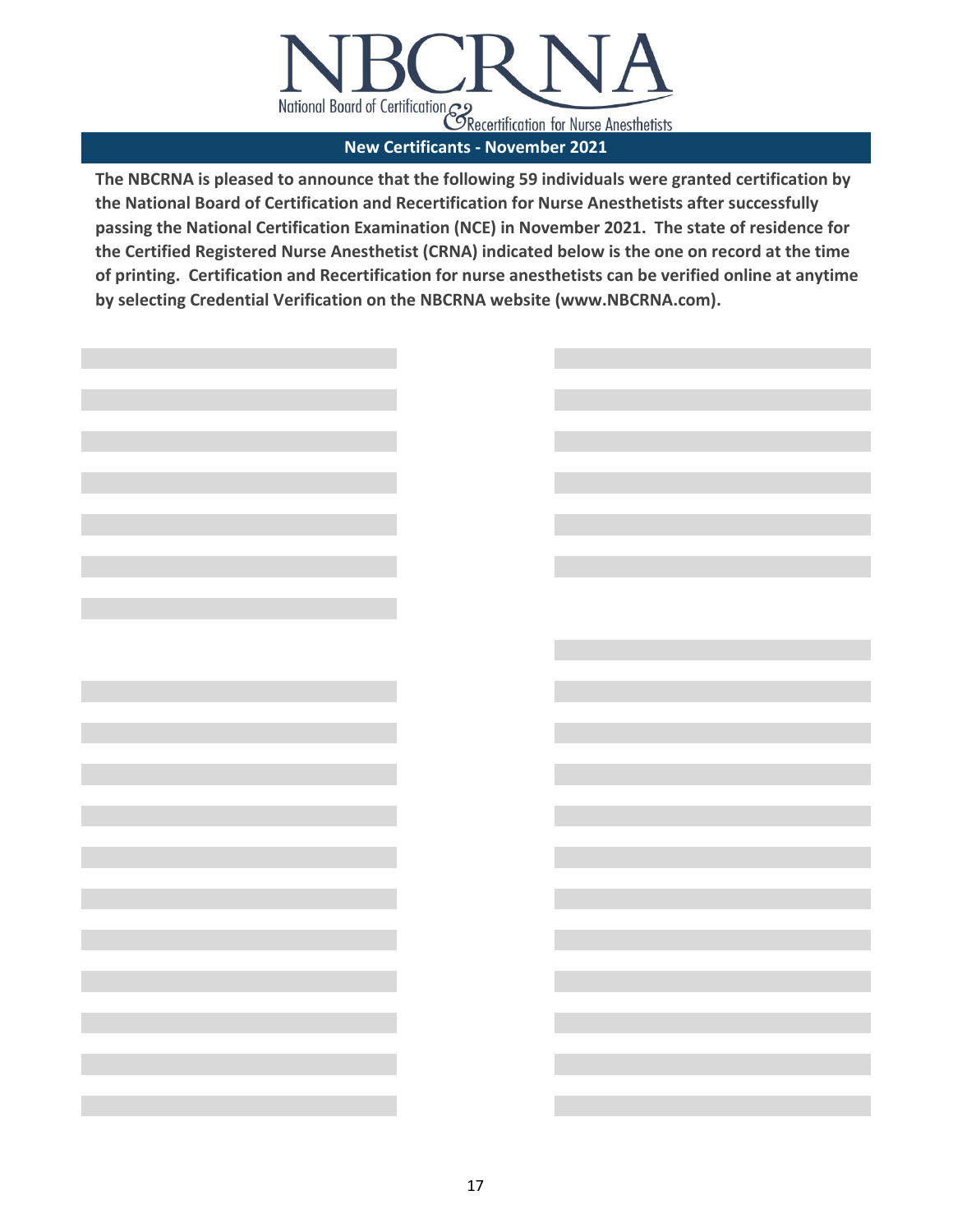# NBCRNA

National Board of Certification & Recertification for Nurse Anesthetists

## New Certificants - November 2021

**The NBCRNA is pleased to announce that the following 59 individuals were granted certification by the National Board of Certification and Recertification for Nurse Anesthetists after successfully passing the National Certification Examination (NCE) in November 2021. The state of residence for the Certified Registered Nurse Anesthetist (CRNA) indicated below is the one on record at the time of printing. Certification and Recertification for nurse anesthetists can be verified online at anytime by selecting Credential Verification on the NBCRNA website (www.NBCRNA.com).**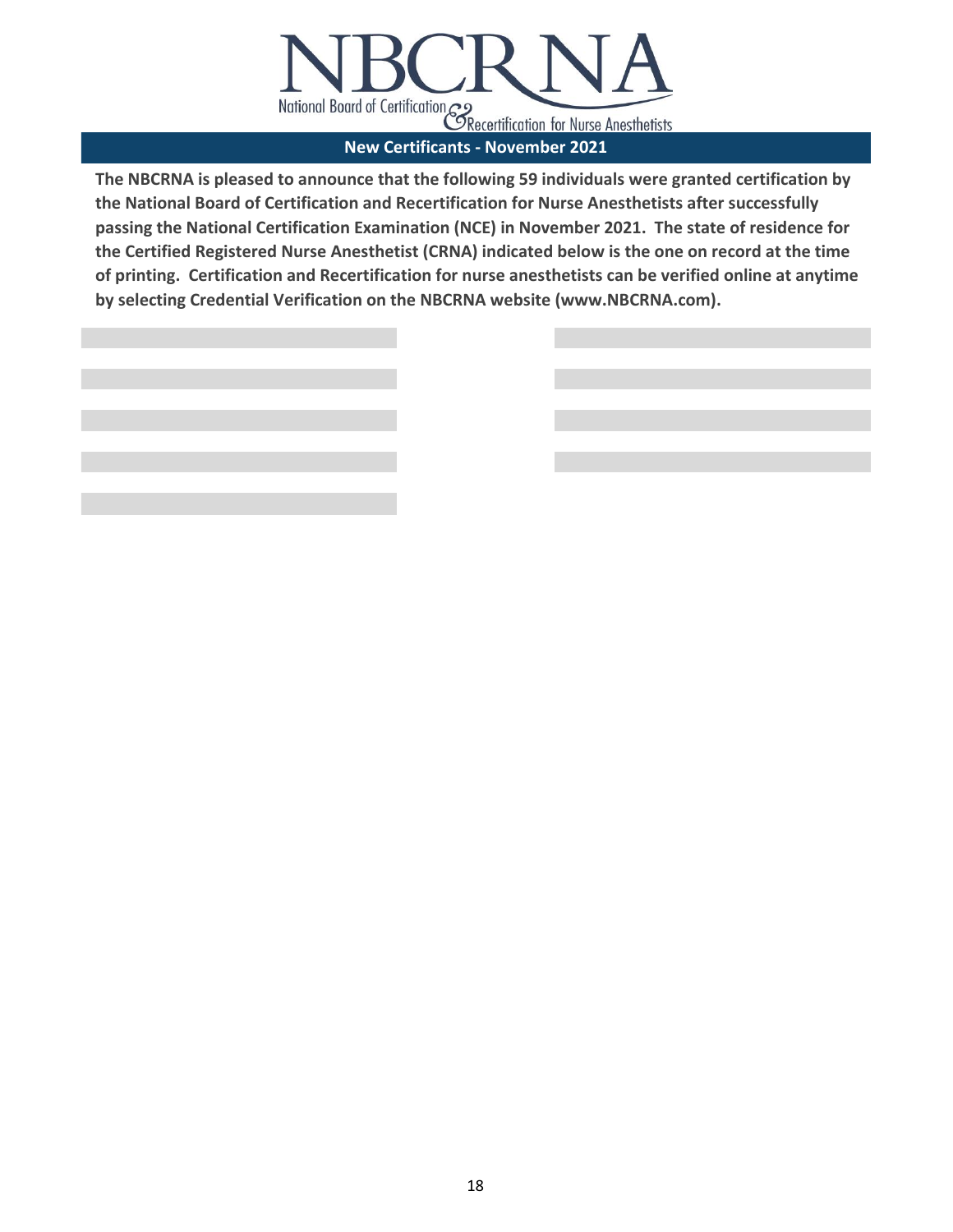# NBCRNA

National Board of Certification & Recertification for Nurse Anesthetists

## New Certificants - November 2021

**The NBCRNA is pleased to announce that the following 59 individuals were granted certification by the National Board of Certification and Recertification for Nurse Anesthetists after successfully passing the National Certification Examination (NCE) in November 2021. The state of residence for the Certified Registered Nurse Anesthetist (CRNA) indicated below is the one on record at the time of printing. Certification and Recertification for nurse anesthetists can be verified online at anytime by selecting Credential Verification on the NBCRNA website (www.NBCRNA.com).**